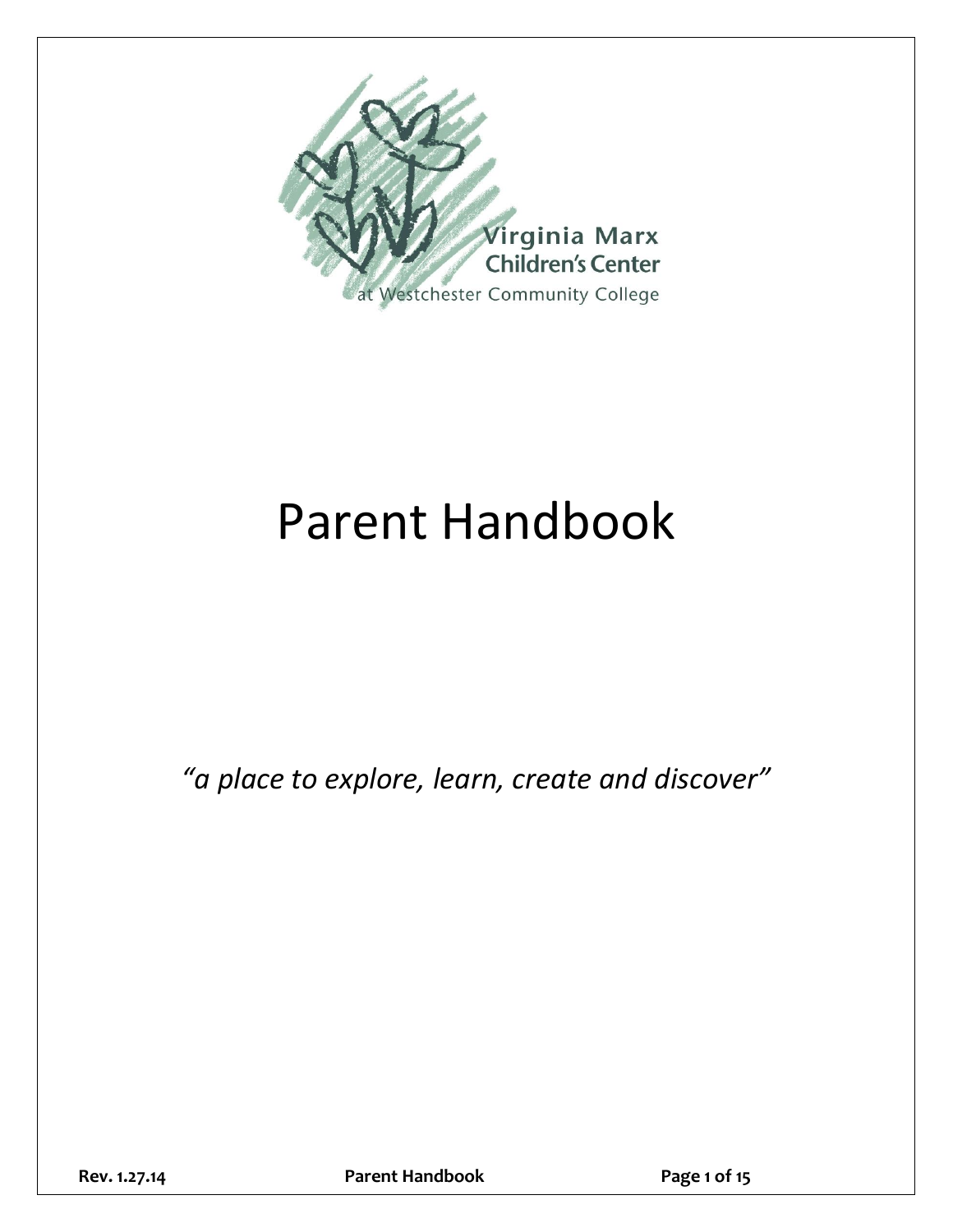Virginia Marx Children's Center
at Westchester Community College

# Parent Handbook

*"a place to explore, learn, create and discover"*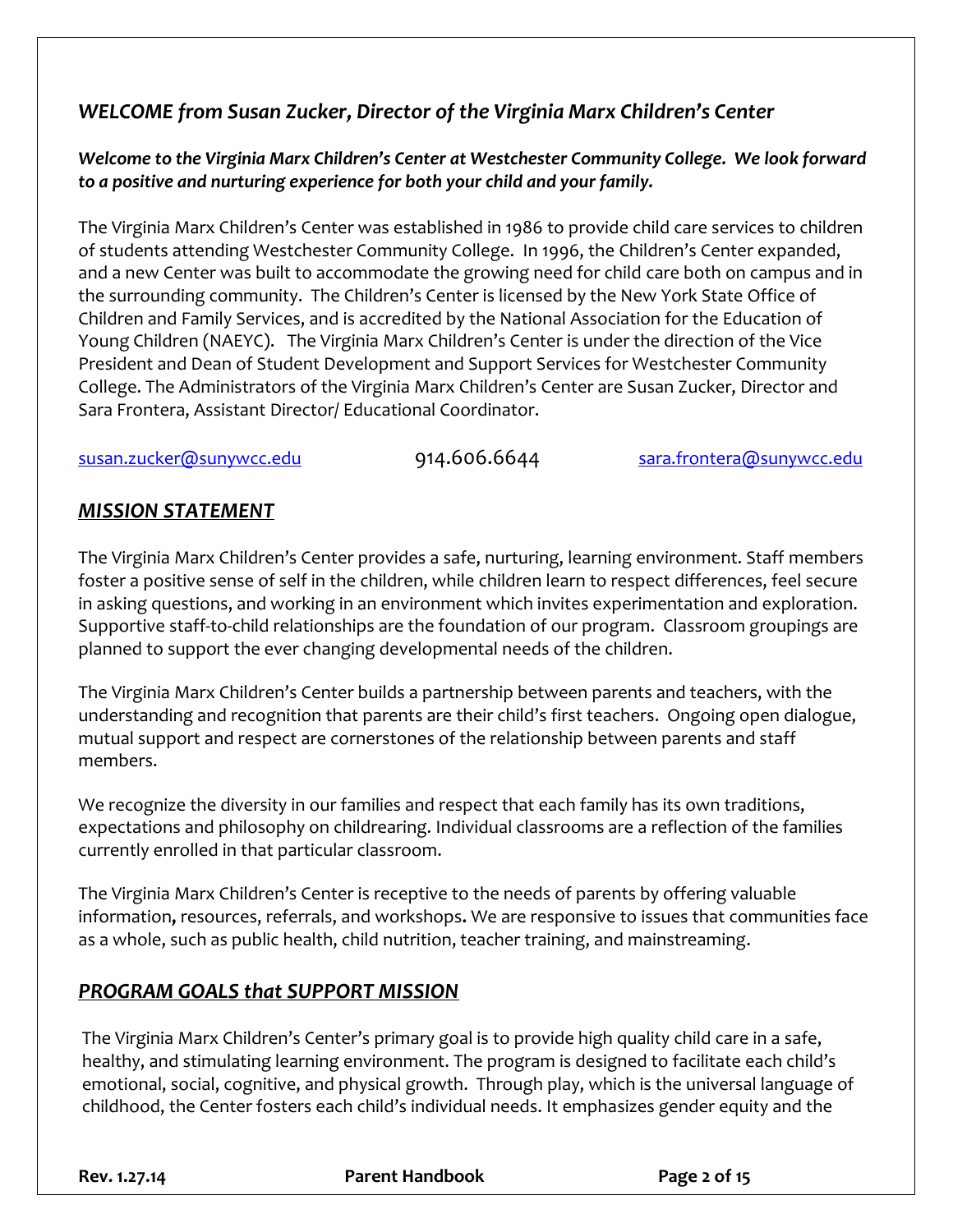## *WELCOME from Susan Zucker, Director of the Virginia Marx Children's Center*

***Welcome to the Virginia Marx Children's Center at Westchester Community College. We look forward to a positive and nurturing experience for both your child and your family.***

The Virginia Marx Children's Center was established in 1986 to provide child care services to children of students attending Westchester Community College. In 1996, the Children's Center expanded, and a new Center was built to accommodate the growing need for child care both on campus and in the surrounding community. The Children's Center is licensed by the New York State Office of Children and Family Services, and is accredited by the National Association for the Education of Young Children (NAEYC). The Virginia Marx Children's Center is under the direction of the Vice President and Dean of Student Development and Support Services for Westchester Community College. The Administrators of the Virginia Marx Children's Center are Susan Zucker, Director and Sara Frontera, Assistant Director/ Educational Coordinator.

susan.zucker@sunywcc.edu 914.606.6644 sara.frontera@sunywcc.edu

## ***MISSION STATEMENT***

The Virginia Marx Children's Center provides a safe, nurturing, learning environment. Staff members foster a positive sense of self in the children, while children learn to respect differences, feel secure in asking questions, and working in an environment which invites experimentation and exploration. Supportive staff-to-child relationships are the foundation of our program. Classroom groupings are planned to support the ever changing developmental needs of the children.

The Virginia Marx Children's Center builds a partnership between parents and teachers, with the understanding and recognition that parents are their child's first teachers. Ongoing open dialogue, mutual support and respect are cornerstones of the relationship between parents and staff members.

We recognize the diversity in our families and respect that each family has its own traditions, expectations and philosophy on childrearing. Individual classrooms are a reflection of the families currently enrolled in that particular classroom.

The Virginia Marx Children's Center is receptive to the needs of parents by offering valuable information**,** resources, referrals, and workshops**.** We are responsive to issues that communities face as a whole, such as public health, child nutrition, teacher training, and mainstreaming.

## ***PROGRAM GOALS that SUPPORT MISSION***

The Virginia Marx Children's Center's primary goal is to provide high quality child care in a safe, healthy, and stimulating learning environment. The program is designed to facilitate each child's emotional, social, cognitive, and physical growth. Through play, which is the universal language of childhood, the Center fosters each child's individual needs. It emphasizes gender equity and the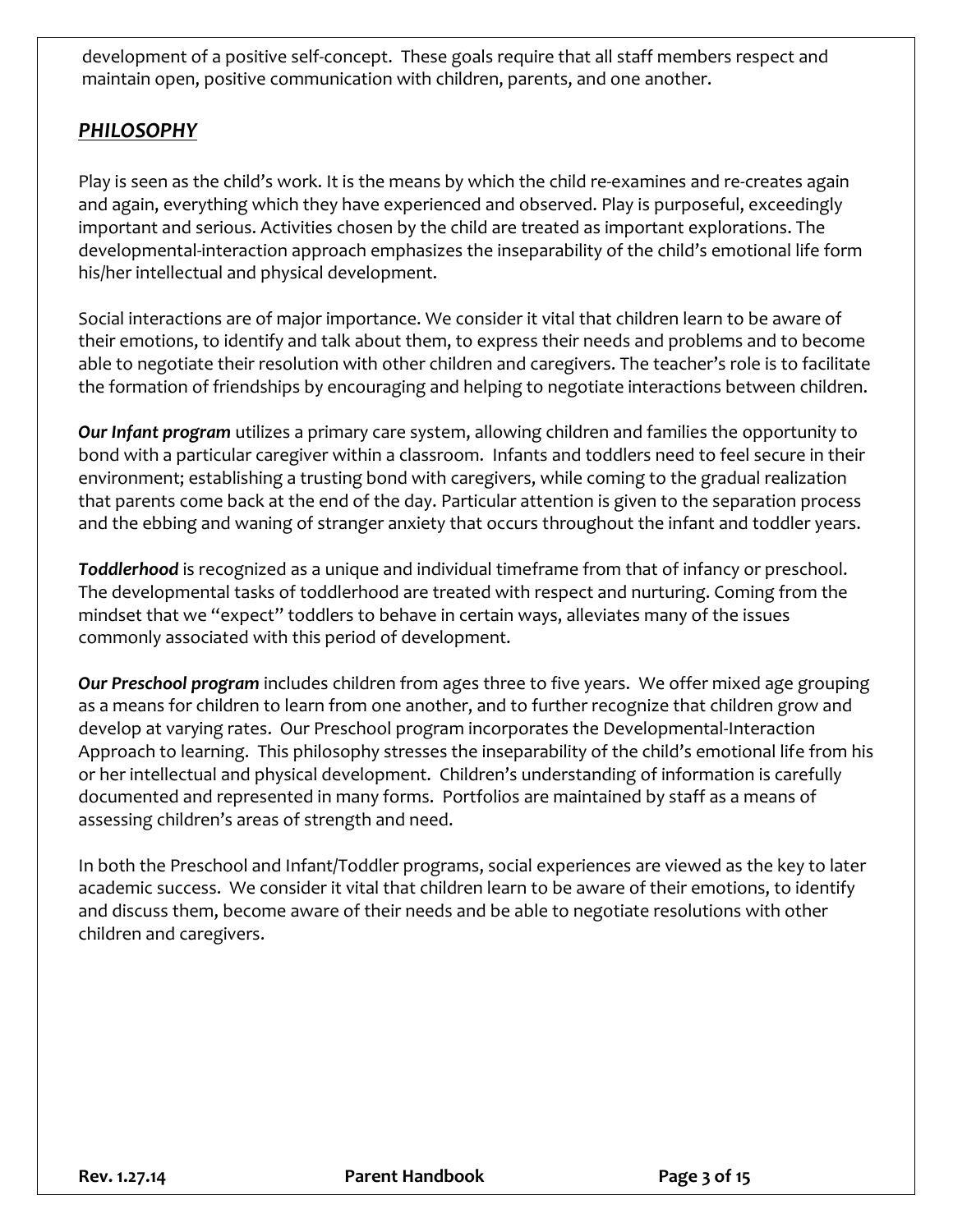development of a positive self-concept. These goals require that all staff members respect and maintain open, positive communication with children, parents, and one another.

## ***PHILOSOPHY***

Play is seen as the child's work. It is the means by which the child re-examines and re-creates again and again, everything which they have experienced and observed. Play is purposeful, exceedingly important and serious. Activities chosen by the child are treated as important explorations. The developmental-interaction approach emphasizes the inseparability of the child's emotional life form his/her intellectual and physical development.

Social interactions are of major importance. We consider it vital that children learn to be aware of their emotions, to identify and talk about them, to express their needs and problems and to become able to negotiate their resolution with other children and caregivers. The teacher's role is to facilitate the formation of friendships by encouraging and helping to negotiate interactions between children.

***Our Infant program*** utilizes a primary care system, allowing children and families the opportunity to bond with a particular caregiver within a classroom. Infants and toddlers need to feel secure in their environment; establishing a trusting bond with caregivers, while coming to the gradual realization that parents come back at the end of the day. Particular attention is given to the separation process and the ebbing and waning of stranger anxiety that occurs throughout the infant and toddler years.

***Toddlerhood*** is recognized as a unique and individual timeframe from that of infancy or preschool. The developmental tasks of toddlerhood are treated with respect and nurturing. Coming from the mindset that we "expect" toddlers to behave in certain ways, alleviates many of the issues commonly associated with this period of development.

***Our Preschool program*** includes children from ages three to five years. We offer mixed age grouping as a means for children to learn from one another, and to further recognize that children grow and develop at varying rates. Our Preschool program incorporates the Developmental-Interaction Approach to learning. This philosophy stresses the inseparability of the child's emotional life from his or her intellectual and physical development. Children's understanding of information is carefully documented and represented in many forms. Portfolios are maintained by staff as a means of assessing children's areas of strength and need.

In both the Preschool and Infant/Toddler programs, social experiences are viewed as the key to later academic success. We consider it vital that children learn to be aware of their emotions, to identify and discuss them, become aware of their needs and be able to negotiate resolutions with other children and caregivers.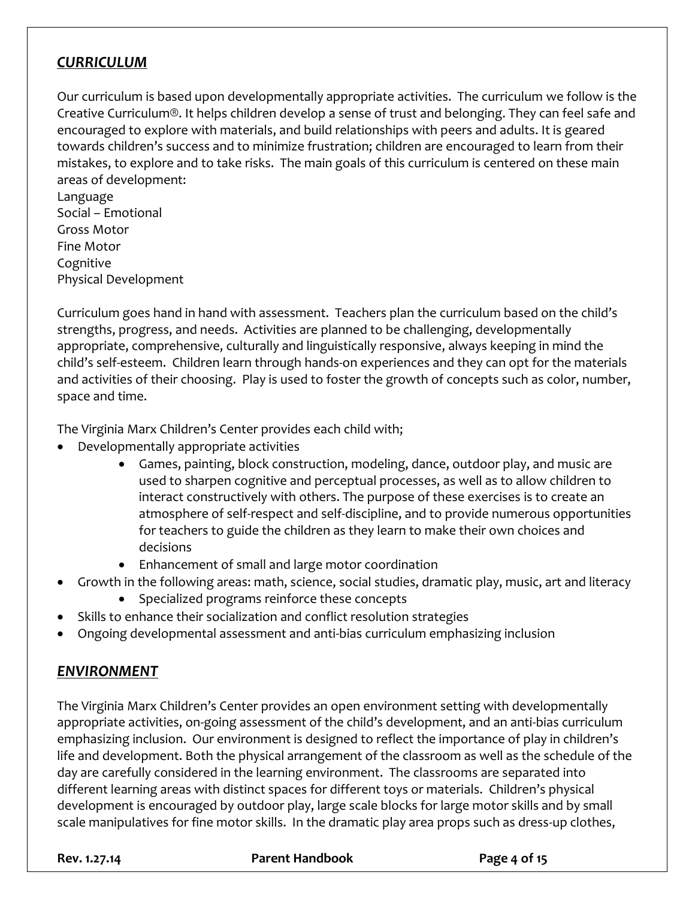## ***CURRICULUM***

Our curriculum is based upon developmentally appropriate activities. The curriculum we follow is the Creative Curriculum®. It helps children develop a sense of trust and belonging. They can feel safe and encouraged to explore with materials, and build relationships with peers and adults. It is geared towards children's success and to minimize frustration; children are encouraged to learn from their mistakes, to explore and to take risks. The main goals of this curriculum is centered on these main areas of development:
Language
Social – Emotional
Gross Motor
Fine Motor
Cognitive
Physical Development

Curriculum goes hand in hand with assessment. Teachers plan the curriculum based on the child's strengths, progress, and needs. Activities are planned to be challenging, developmentally appropriate, comprehensive, culturally and linguistically responsive, always keeping in mind the child's self-esteem. Children learn through hands-on experiences and they can opt for the materials and activities of their choosing. Play is used to foster the growth of concepts such as color, number, space and time.

The Virginia Marx Children's Center provides each child with;

- Developmentally appropriate activities
    - Games, painting, block construction, modeling, dance, outdoor play, and music are used to sharpen cognitive and perceptual processes, as well as to allow children to interact constructively with others. The purpose of these exercises is to create an atmosphere of self-respect and self-discipline, and to provide numerous opportunities for teachers to guide the children as they learn to make their own choices and decisions
    - Enhancement of small and large motor coordination
- Growth in the following areas: math, science, social studies, dramatic play, music, art and literacy
    - Specialized programs reinforce these concepts
- Skills to enhance their socialization and conflict resolution strategies
- Ongoing developmental assessment and anti-bias curriculum emphasizing inclusion

## ***ENVIRONMENT***

The Virginia Marx Children's Center provides an open environment setting with developmentally appropriate activities, on-going assessment of the child's development, and an anti-bias curriculum emphasizing inclusion. Our environment is designed to reflect the importance of play in children's life and development. Both the physical arrangement of the classroom as well as the schedule of the day are carefully considered in the learning environment. The classrooms are separated into different learning areas with distinct spaces for different toys or materials. Children's physical development is encouraged by outdoor play, large scale blocks for large motor skills and by small scale manipulatives for fine motor skills. In the dramatic play area props such as dress-up clothes,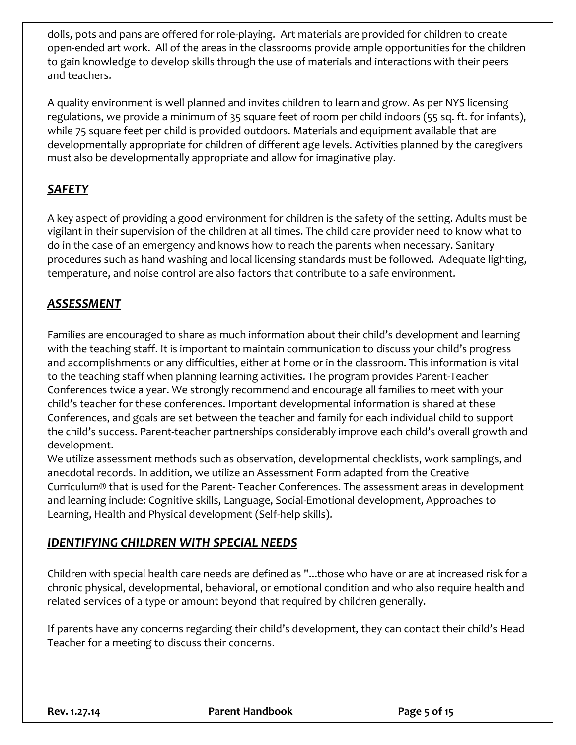dolls, pots and pans are offered for role-playing. Art materials are provided for children to create open-ended art work. All of the areas in the classrooms provide ample opportunities for the children to gain knowledge to develop skills through the use of materials and interactions with their peers and teachers.

A quality environment is well planned and invites children to learn and grow. As per NYS licensing regulations, we provide a minimum of 35 square feet of room per child indoors (55 sq. ft. for infants), while 75 square feet per child is provided outdoors. Materials and equipment available that are developmentally appropriate for children of different age levels. Activities planned by the caregivers must also be developmentally appropriate and allow for imaginative play.

## ***SAFETY***

A key aspect of providing a good environment for children is the safety of the setting. Adults must be vigilant in their supervision of the children at all times. The child care provider need to know what to do in the case of an emergency and knows how to reach the parents when necessary. Sanitary procedures such as hand washing and local licensing standards must be followed. Adequate lighting, temperature, and noise control are also factors that contribute to a safe environment.

## ***ASSESSMENT***

Families are encouraged to share as much information about their child's development and learning with the teaching staff. It is important to maintain communication to discuss your child's progress and accomplishments or any difficulties, either at home or in the classroom. This information is vital to the teaching staff when planning learning activities. The program provides Parent-Teacher Conferences twice a year. We strongly recommend and encourage all families to meet with your child's teacher for these conferences. Important developmental information is shared at these Conferences, and goals are set between the teacher and family for each individual child to support the child's success. Parent-teacher partnerships considerably improve each child's overall growth and development.

We utilize assessment methods such as observation, developmental checklists, work samplings, and anecdotal records. In addition, we utilize an Assessment Form adapted from the Creative Curriculum® that is used for the Parent- Teacher Conferences. The assessment areas in development and learning include: Cognitive skills, Language, Social-Emotional development, Approaches to Learning, Health and Physical development (Self-help skills).

## ***IDENTIFYING CHILDREN WITH SPECIAL NEEDS***

Children with special health care needs are defined as "...those who have or are at increased risk for a chronic physical, developmental, behavioral, or emotional condition and who also require health and related services of a type or amount beyond that required by children generally.

If parents have any concerns regarding their child's development, they can contact their child's Head Teacher for a meeting to discuss their concerns.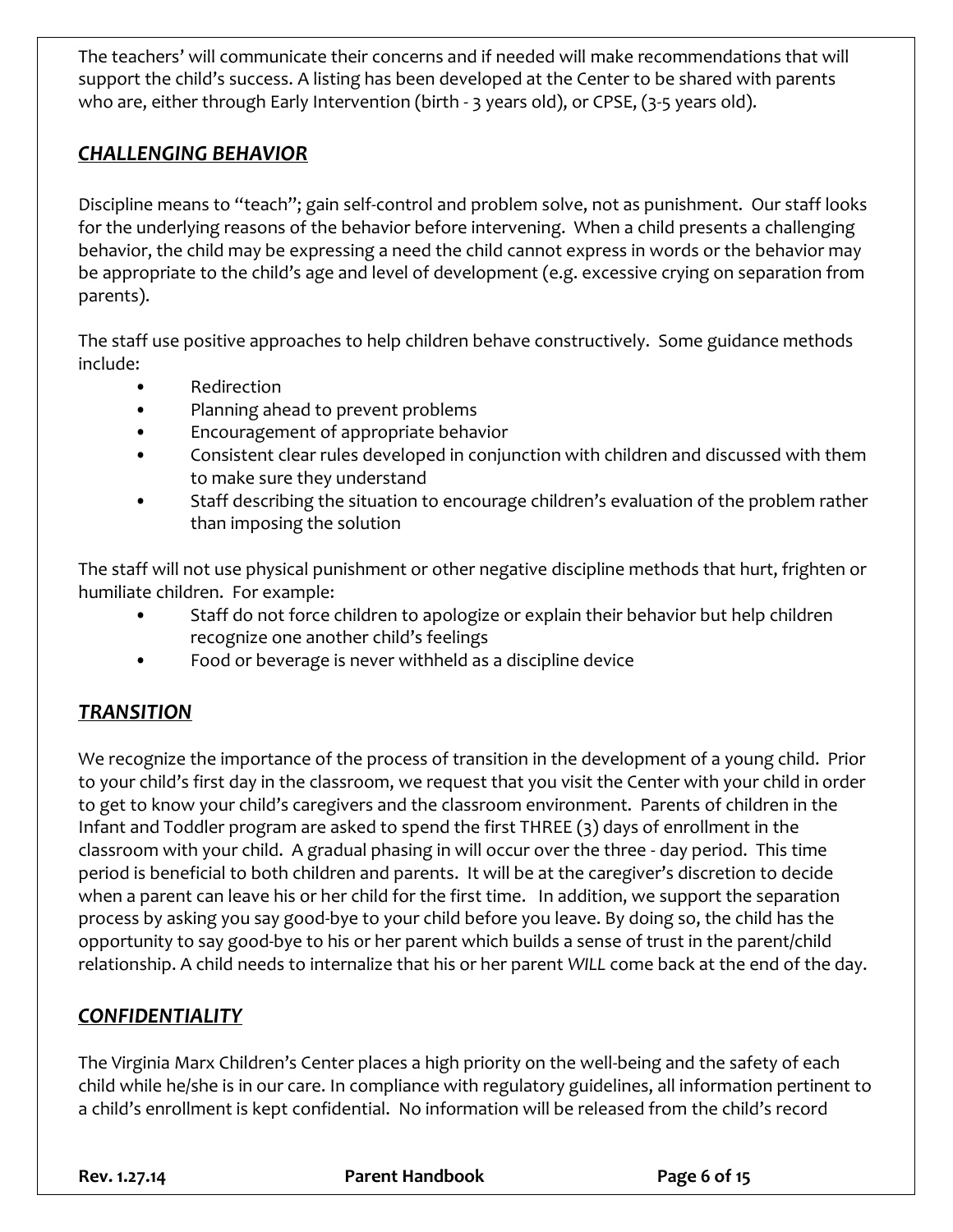The teachers' will communicate their concerns and if needed will make recommendations that will support the child's success. A listing has been developed at the Center to be shared with parents who are, either through Early Intervention (birth - 3 years old), or CPSE, (3-5 years old).

## ***CHALLENGING BEHAVIOR***

Discipline means to "teach"; gain self-control and problem solve, not as punishment. Our staff looks for the underlying reasons of the behavior before intervening. When a child presents a challenging behavior, the child may be expressing a need the child cannot express in words or the behavior may be appropriate to the child's age and level of development (e.g. excessive crying on separation from parents).

The staff use positive approaches to help children behave constructively. Some guidance methods include:

- Redirection
- Planning ahead to prevent problems
- Encouragement of appropriate behavior
- Consistent clear rules developed in conjunction with children and discussed with them to make sure they understand
- Staff describing the situation to encourage children's evaluation of the problem rather than imposing the solution

The staff will not use physical punishment or other negative discipline methods that hurt, frighten or humiliate children. For example:

- Staff do not force children to apologize or explain their behavior but help children recognize one another child's feelings
- Food or beverage is never withheld as a discipline device

## ***TRANSITION***

We recognize the importance of the process of transition in the development of a young child. Prior to your child's first day in the classroom, we request that you visit the Center with your child in order to get to know your child's caregivers and the classroom environment. Parents of children in the Infant and Toddler program are asked to spend the first THREE (3) days of enrollment in the classroom with your child. A gradual phasing in will occur over the three - day period. This time period is beneficial to both children and parents. It will be at the caregiver's discretion to decide when a parent can leave his or her child for the first time. In addition, we support the separation process by asking you say good-bye to your child before you leave. By doing so, the child has the opportunity to say good-bye to his or her parent which builds a sense of trust in the parent/child relationship. A child needs to internalize that his or her parent *WILL* come back at the end of the day.

## ***CONFIDENTIALITY***

The Virginia Marx Children's Center places a high priority on the well-being and the safety of each child while he/she is in our care. In compliance with regulatory guidelines, all information pertinent to a child's enrollment is kept confidential. No information will be released from the child's record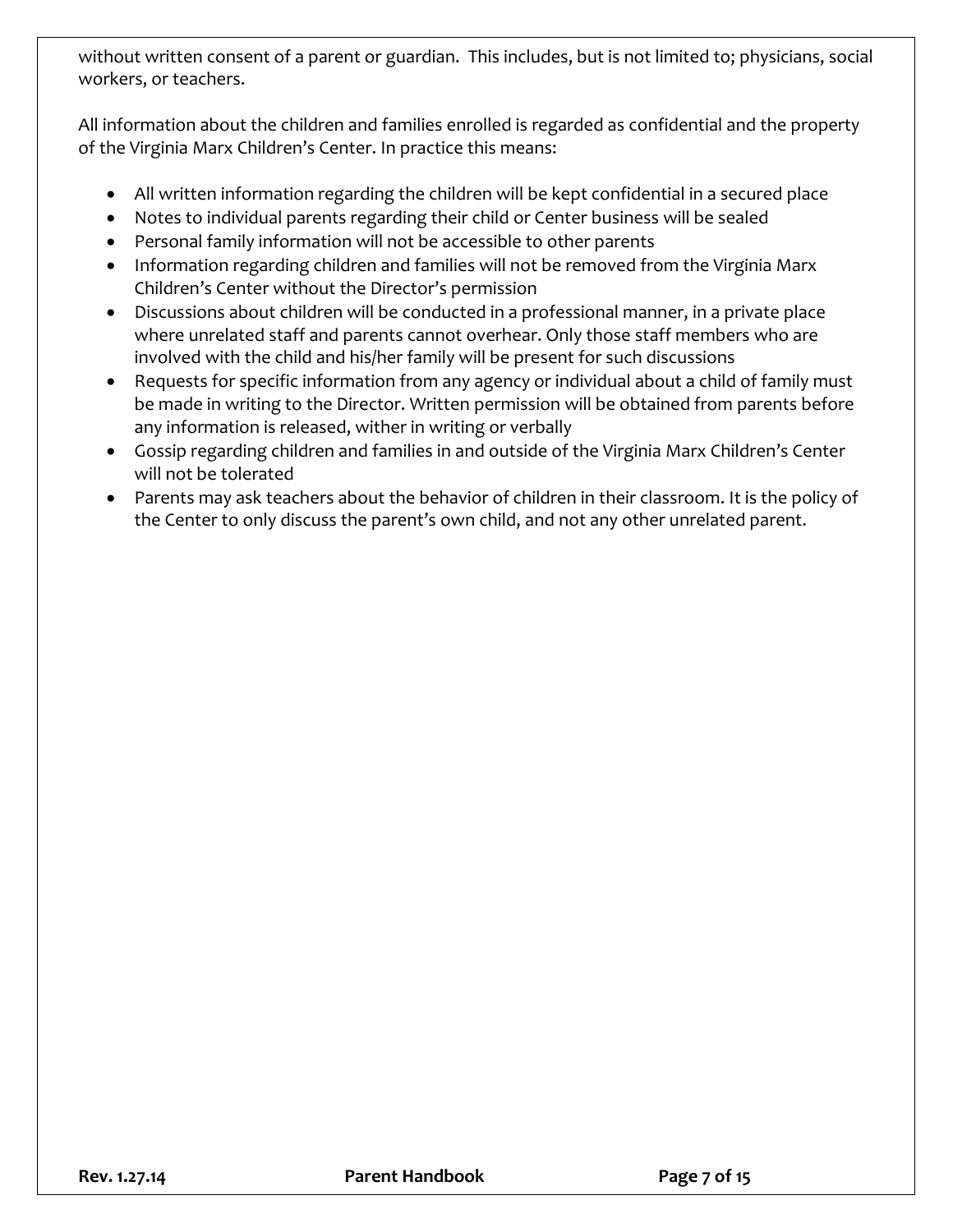without written consent of a parent or guardian. This includes, but is not limited to; physicians, social workers, or teachers.

All information about the children and families enrolled is regarded as confidential and the property of the Virginia Marx Children's Center. In practice this means:

- All written information regarding the children will be kept confidential in a secured place
- Notes to individual parents regarding their child or Center business will be sealed
- Personal family information will not be accessible to other parents
- Information regarding children and families will not be removed from the Virginia Marx Children's Center without the Director's permission
- Discussions about children will be conducted in a professional manner, in a private place where unrelated staff and parents cannot overhear. Only those staff members who are involved with the child and his/her family will be present for such discussions
- Requests for specific information from any agency or individual about a child of family must be made in writing to the Director. Written permission will be obtained from parents before any information is released, wither in writing or verbally
- Gossip regarding children and families in and outside of the Virginia Marx Children's Center will not be tolerated
- Parents may ask teachers about the behavior of children in their classroom. It is the policy of the Center to only discuss the parent's own child, and not any other unrelated parent.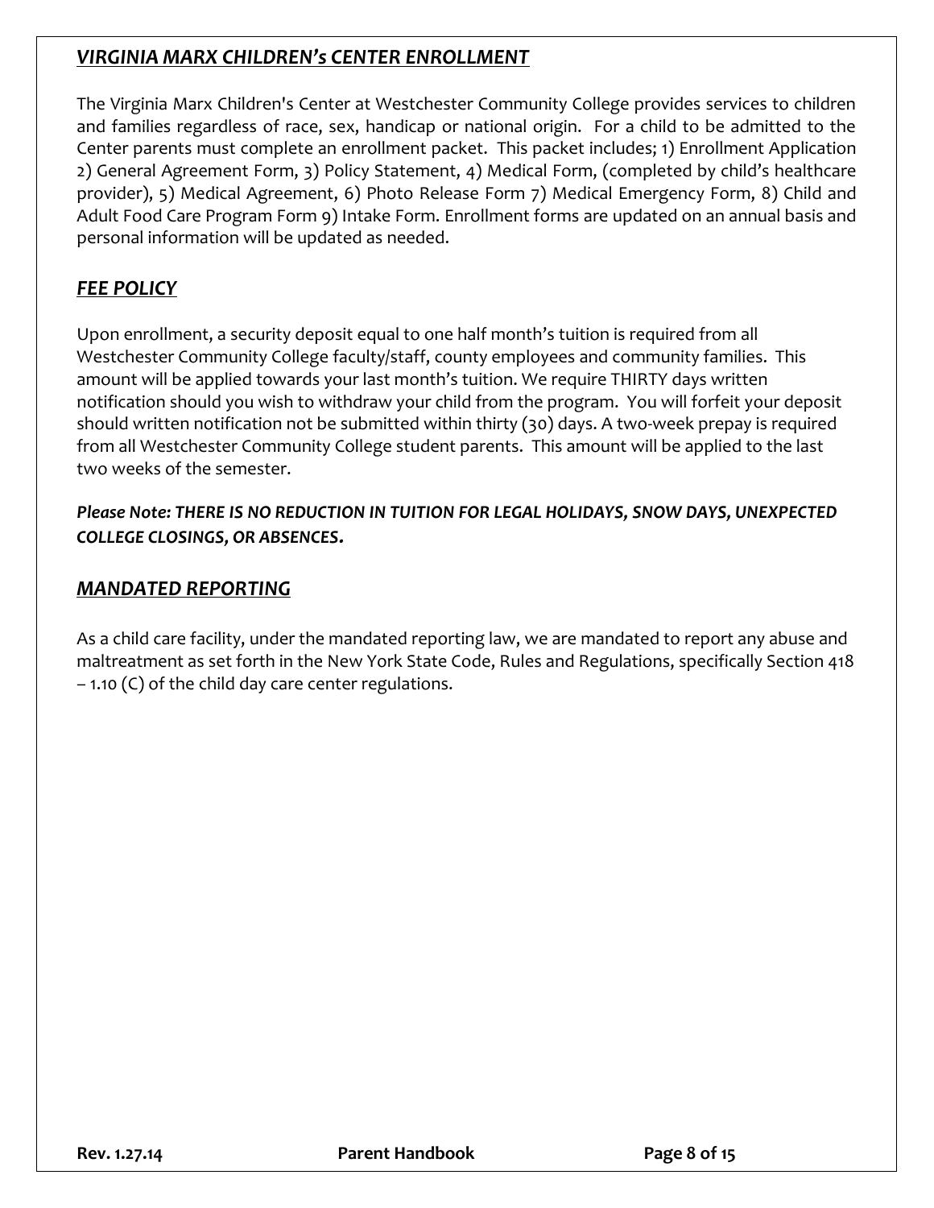## *VIRGINIA MARX CHILDREN's CENTER ENROLLMENT*

The Virginia Marx Children's Center at Westchester Community College provides services to children and families regardless of race, sex, handicap or national origin. For a child to be admitted to the Center parents must complete an enrollment packet. This packet includes; 1) Enrollment Application 2) General Agreement Form, 3) Policy Statement, 4) Medical Form, (completed by child's healthcare provider), 5) Medical Agreement, 6) Photo Release Form 7) Medical Emergency Form, 8) Child and Adult Food Care Program Form 9) Intake Form. Enrollment forms are updated on an annual basis and personal information will be updated as needed.

## *FEE POLICY*

Upon enrollment, a security deposit equal to one half month's tuition is required from all Westchester Community College faculty/staff, county employees and community families. This amount will be applied towards your last month's tuition. We require THIRTY days written notification should you wish to withdraw your child from the program. You will forfeit your deposit should written notification not be submitted within thirty (30) days. A two-week prepay is required from all Westchester Community College student parents. This amount will be applied to the last two weeks of the semester.

***Please Note: THERE IS NO REDUCTION IN TUITION FOR LEGAL HOLIDAYS, SNOW DAYS, UNEXPECTED COLLEGE CLOSINGS, OR ABSENCES.***

## *MANDATED REPORTING*

As a child care facility, under the mandated reporting law, we are mandated to report any abuse and maltreatment as set forth in the New York State Code, Rules and Regulations, specifically Section 418 – 1.10 (C) of the child day care center regulations.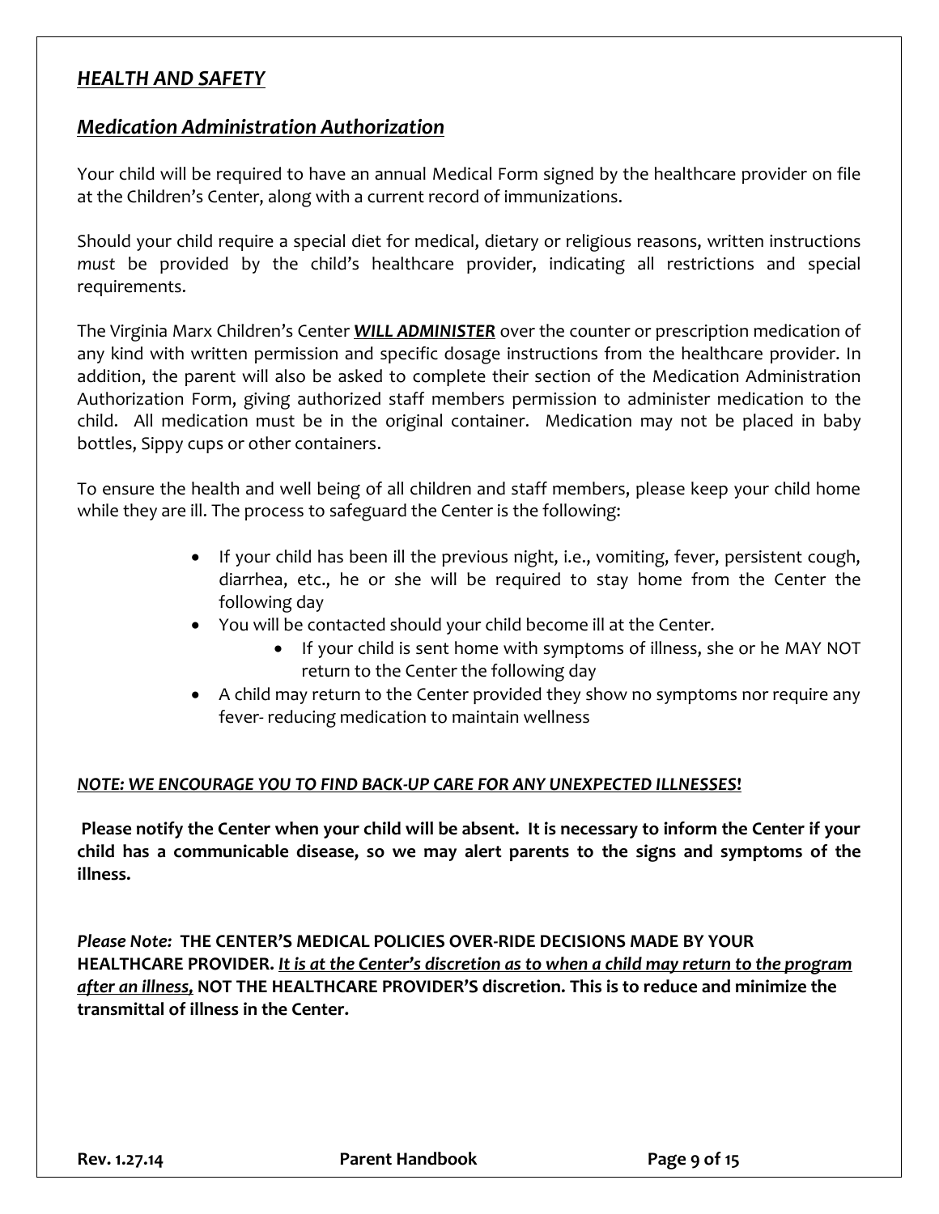## ***HEALTH AND SAFETY***

## ***Medication Administration Authorization***

Your child will be required to have an annual Medical Form signed by the healthcare provider on file at the Children's Center, along with a current record of immunizations.

Should your child require a special diet for medical, dietary or religious reasons, written instructions *must* be provided by the child's healthcare provider, indicating all restrictions and special requirements.

The Virginia Marx Children's Center ***WILL ADMINISTER*** over the counter or prescription medication of any kind with written permission and specific dosage instructions from the healthcare provider. In addition, the parent will also be asked to complete their section of the Medication Administration Authorization Form, giving authorized staff members permission to administer medication to the child. All medication must be in the original container. Medication may not be placed in baby bottles, Sippy cups or other containers.

To ensure the health and well being of all children and staff members, please keep your child home while they are ill. The process to safeguard the Center is the following:

- If your child has been ill the previous night, i.e., vomiting, fever, persistent cough, diarrhea, etc., he or she will be required to stay home from the Center the following day
- You will be contacted should your child become ill at the Center.
    - If your child is sent home with symptoms of illness, she or he MAY NOT return to the Center the following day
- A child may return to the Center provided they show no symptoms nor require any fever- reducing medication to maintain wellness

***NOTE: WE ENCOURAGE YOU TO FIND BACK-UP CARE FOR ANY UNEXPECTED ILLNESSES!***

**Please notify the Center when your child will be absent. It is necessary to inform the Center if your child has a communicable disease, so we may alert parents to the signs and symptoms of the illness.**

***Please Note:*** **THE CENTER'S MEDICAL POLICIES OVER-RIDE DECISIONS MADE BY YOUR HEALTHCARE PROVIDER. *It is at the Center's discretion as to when a child may return to the program after an illness,* NOT THE HEALTHCARE PROVIDER'S discretion. This is to reduce and minimize the transmittal of illness in the Center.**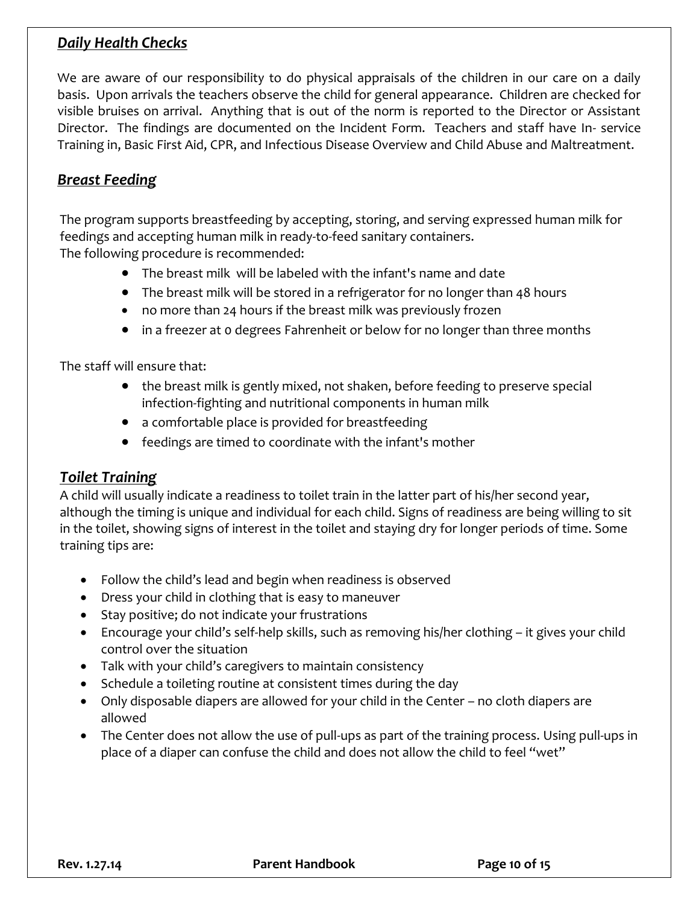## ***Daily Health Checks***

We are aware of our responsibility to do physical appraisals of the children in our care on a daily basis. Upon arrivals the teachers observe the child for general appearance. Children are checked for visible bruises on arrival. Anything that is out of the norm is reported to the Director or Assistant Director. The findings are documented on the Incident Form. Teachers and staff have In- service Training in, Basic First Aid, CPR, and Infectious Disease Overview and Child Abuse and Maltreatment.

## ***Breast Feeding***

The program supports breastfeeding by accepting, storing, and serving expressed human milk for feedings and accepting human milk in ready-to-feed sanitary containers.
The following procedure is recommended:

- The breast milk will be labeled with the infant's name and date
- The breast milk will be stored in a refrigerator for no longer than 48 hours
- no more than 24 hours if the breast milk was previously frozen
- in a freezer at 0 degrees Fahrenheit or below for no longer than three months

The staff will ensure that:

- the breast milk is gently mixed, not shaken, before feeding to preserve special infection-fighting and nutritional components in human milk
- a comfortable place is provided for breastfeeding
- feedings are timed to coordinate with the infant's mother

## ***Toilet Training***

A child will usually indicate a readiness to toilet train in the latter part of his/her second year, although the timing is unique and individual for each child. Signs of readiness are being willing to sit in the toilet, showing signs of interest in the toilet and staying dry for longer periods of time. Some training tips are:

- Follow the child's lead and begin when readiness is observed
- Dress your child in clothing that is easy to maneuver
- Stay positive; do not indicate your frustrations
- Encourage your child's self-help skills, such as removing his/her clothing – it gives your child control over the situation
- Talk with your child's caregivers to maintain consistency
- Schedule a toileting routine at consistent times during the day
- Only disposable diapers are allowed for your child in the Center – no cloth diapers are allowed
- The Center does not allow the use of pull-ups as part of the training process. Using pull-ups in place of a diaper can confuse the child and does not allow the child to feel "wet"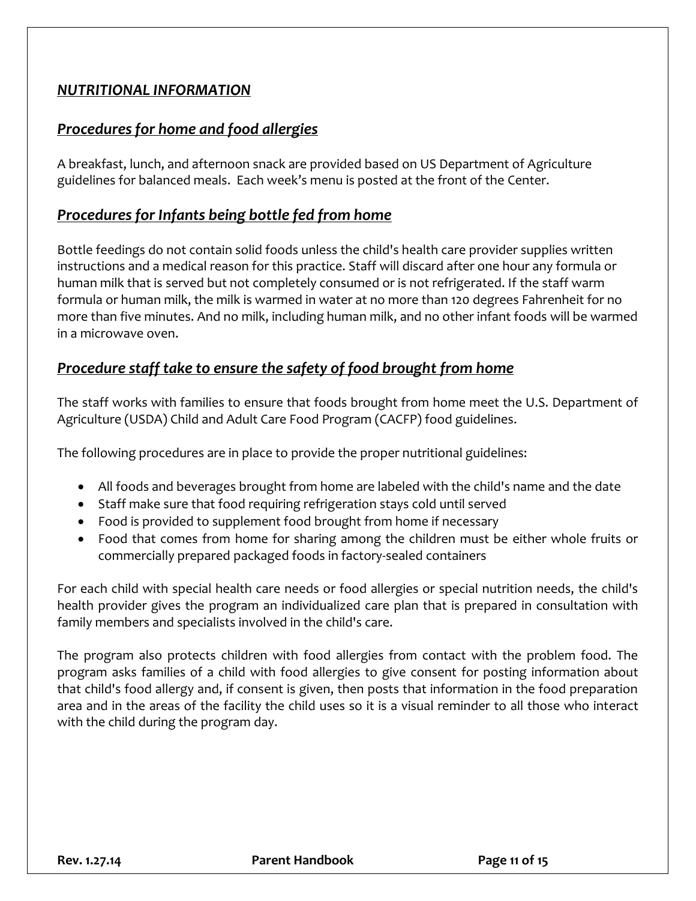## ***NUTRITIONAL INFORMATION***

### ***Procedures for home and food allergies***

A breakfast, lunch, and afternoon snack are provided based on US Department of Agriculture guidelines for balanced meals. Each week's menu is posted at the front of the Center.

### ***Procedures for Infants being bottle fed from home***

Bottle feedings do not contain solid foods unless the child's health care provider supplies written instructions and a medical reason for this practice. Staff will discard after one hour any formula or human milk that is served but not completely consumed or is not refrigerated. If the staff warm formula or human milk, the milk is warmed in water at no more than 120 degrees Fahrenheit for no more than five minutes. And no milk, including human milk, and no other infant foods will be warmed in a microwave oven.

### ***Procedure staff take to ensure the safety of food brought from home***

The staff works with families to ensure that foods brought from home meet the U.S. Department of Agriculture (USDA) Child and Adult Care Food Program (CACFP) food guidelines.

The following procedures are in place to provide the proper nutritional guidelines:

- All foods and beverages brought from home are labeled with the child's name and the date
- Staff make sure that food requiring refrigeration stays cold until served
- Food is provided to supplement food brought from home if necessary
- Food that comes from home for sharing among the children must be either whole fruits or commercially prepared packaged foods in factory-sealed containers

For each child with special health care needs or food allergies or special nutrition needs, the child's health provider gives the program an individualized care plan that is prepared in consultation with family members and specialists involved in the child's care.

The program also protects children with food allergies from contact with the problem food. The program asks families of a child with food allergies to give consent for posting information about that child's food allergy and, if consent is given, then posts that information in the food preparation area and in the areas of the facility the child uses so it is a visual reminder to all those who interact with the child during the program day.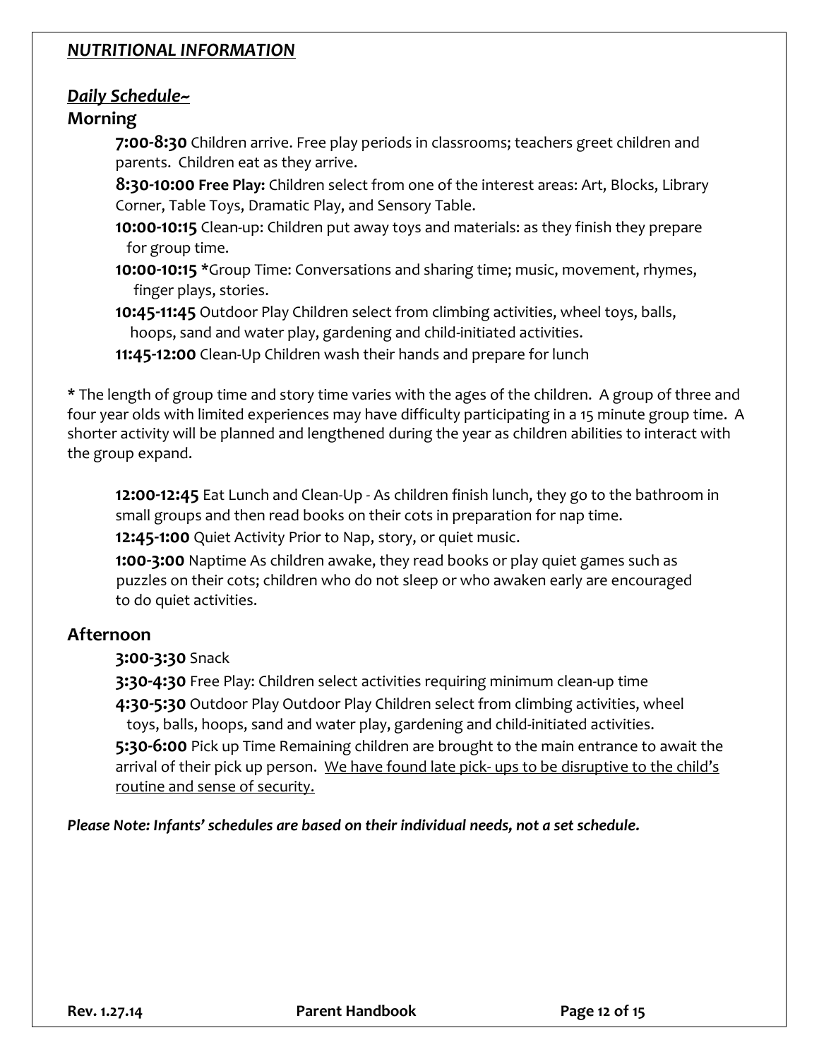## ***NUTRITIONAL INFORMATION***

### ***Daily Schedule~***

### Morning

**7:00-8:30** Children arrive. Free play periods in classrooms; teachers greet children and parents. Children eat as they arrive.

**8:30-10:00 Free Play:** Children select from one of the interest areas: Art, Blocks, Library Corner, Table Toys, Dramatic Play, and Sensory Table.

**10:00-10:15** Clean-up: Children put away toys and materials: as they finish they prepare for group time.

**10:00-10:15** *Group Time: Conversations and sharing time; music, movement, rhymes, finger plays, stories.

**10:45-11:45** Outdoor Play Children select from climbing activities, wheel toys, balls, hoops, sand and water play, gardening and child-initiated activities.

**11:45-12:00** Clean-Up Children wash their hands and prepare for lunch

* The length of group time and story time varies with the ages of the children. A group of three and four year olds with limited experiences may have difficulty participating in a 15 minute group time. A shorter activity will be planned and lengthened during the year as children abilities to interact with the group expand.

**12:00-12:45** Eat Lunch and Clean-Up - As children finish lunch, they go to the bathroom in small groups and then read books on their cots in preparation for nap time.

**12:45-1:00** Quiet Activity Prior to Nap, story, or quiet music.

**1:00-3:00** Naptime As children awake, they read books or play quiet games such as puzzles on their cots; children who do not sleep or who awaken early are encouraged to do quiet activities.

### Afternoon

**3:00-3:30** Snack

**3:30-4:30** Free Play: Children select activities requiring minimum clean-up time

**4:30-5:30** Outdoor Play Outdoor Play Children select from climbing activities, wheel toys, balls, hoops, sand and water play, gardening and child-initiated activities.

**5:30-6:00** Pick up Time Remaining children are brought to the main entrance to await the arrival of their pick up person. <u>We have found late pick- ups to be disruptive to the child's routine and sense of security.</u>

***Please Note: Infants' schedules are based on their individual needs, not a set schedule.***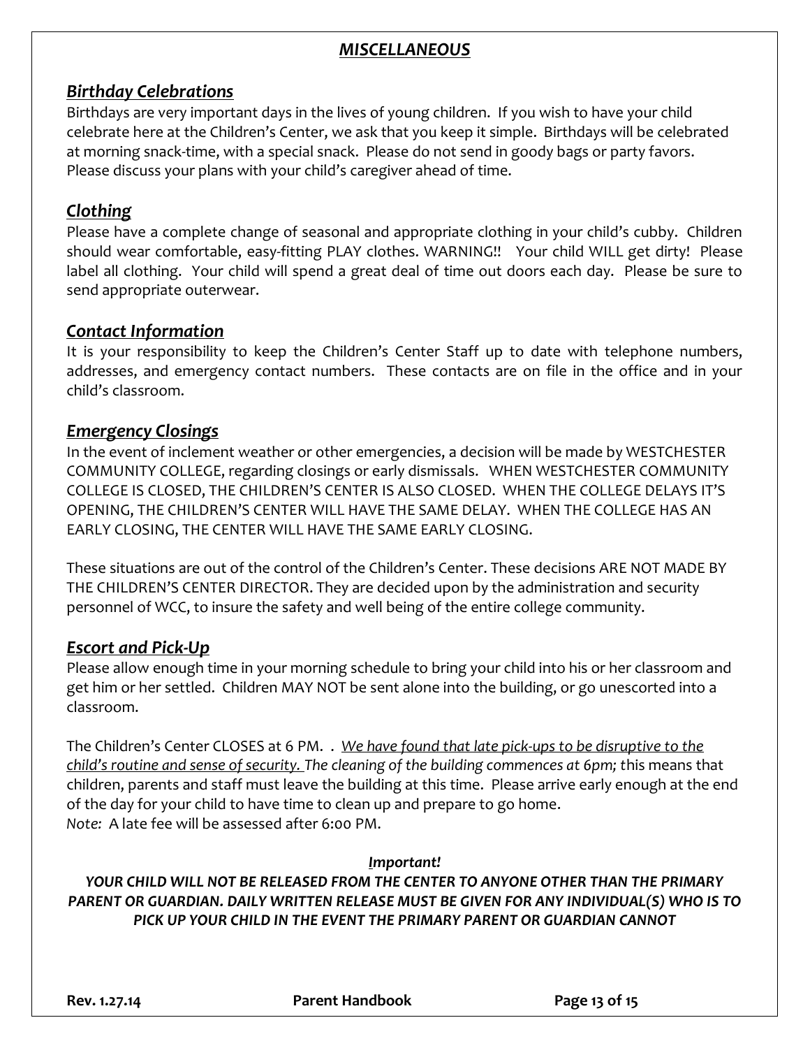## *MISCELLANEOUS*

### *Birthday Celebrations*

Birthdays are very important days in the lives of young children. If you wish to have your child celebrate here at the Children's Center, we ask that you keep it simple. Birthdays will be celebrated at morning snack-time, with a special snack. Please do not send in goody bags or party favors. Please discuss your plans with your child's caregiver ahead of time.

### *Clothing*

Please have a complete change of seasonal and appropriate clothing in your child's cubby. Children should wear comfortable, easy-fitting PLAY clothes. WARNING!! Your child WILL get dirty! Please label all clothing. Your child will spend a great deal of time out doors each day. Please be sure to send appropriate outerwear.

### *Contact Information*

It is your responsibility to keep the Children's Center Staff up to date with telephone numbers, addresses, and emergency contact numbers. These contacts are on file in the office and in your child's classroom.

### *Emergency Closings*

In the event of inclement weather or other emergencies, a decision will be made by WESTCHESTER COMMUNITY COLLEGE, regarding closings or early dismissals. WHEN WESTCHESTER COMMUNITY COLLEGE IS CLOSED, THE CHILDREN'S CENTER IS ALSO CLOSED. WHEN THE COLLEGE DELAYS IT'S OPENING, THE CHILDREN'S CENTER WILL HAVE THE SAME DELAY. WHEN THE COLLEGE HAS AN EARLY CLOSING, THE CENTER WILL HAVE THE SAME EARLY CLOSING.

These situations are out of the control of the Children's Center. These decisions ARE NOT MADE BY THE CHILDREN'S CENTER DIRECTOR. They are decided upon by the administration and security personnel of WCC, to insure the safety and well being of the entire college community.

### *Escort and Pick-Up*

Please allow enough time in your morning schedule to bring your child into his or her classroom and get him or her settled. Children MAY NOT be sent alone into the building, or go unescorted into a classroom.

The Children's Center CLOSES at 6 PM. . *We have found that late pick-ups to be disruptive to the child's routine and sense of security. The cleaning of the building commences at 6pm;* this means that children, parents and staff must leave the building at this time. Please arrive early enough at the end of the day for your child to have time to clean up and prepare to go home.
*Note:* A late fee will be assessed after 6:00 PM.

***Important!***

***YOUR CHILD WILL NOT BE RELEASED FROM THE CENTER TO ANYONE OTHER THAN THE PRIMARY PARENT OR GUARDIAN. DAILY WRITTEN RELEASE MUST BE GIVEN FOR ANY INDIVIDUAL(S) WHO IS TO PICK UP YOUR CHILD IN THE EVENT THE PRIMARY PARENT OR GUARDIAN CANNOT***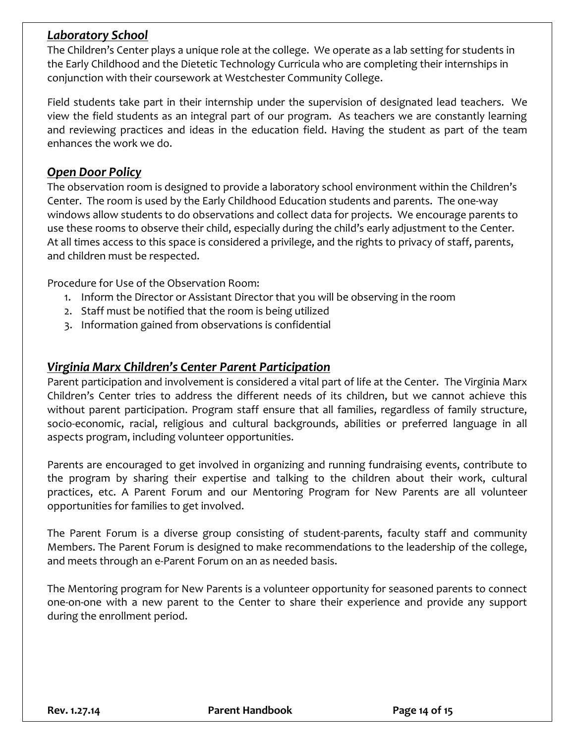## ***Laboratory School***

The Children's Center plays a unique role at the college. We operate as a lab setting for students in the Early Childhood and the Dietetic Technology Curricula who are completing their internships in conjunction with their coursework at Westchester Community College.

Field students take part in their internship under the supervision of designated lead teachers. We view the field students as an integral part of our program. As teachers we are constantly learning and reviewing practices and ideas in the education field. Having the student as part of the team enhances the work we do.

## ***Open Door Policy***

The observation room is designed to provide a laboratory school environment within the Children's Center. The room is used by the Early Childhood Education students and parents. The one-way windows allow students to do observations and collect data for projects. We encourage parents to use these rooms to observe their child, especially during the child's early adjustment to the Center. At all times access to this space is considered a privilege, and the rights to privacy of staff, parents, and children must be respected.

Procedure for Use of the Observation Room:

1. Inform the Director or Assistant Director that you will be observing in the room
2. Staff must be notified that the room is being utilized
3. Information gained from observations is confidential

## ***Virginia Marx Children's Center Parent Participation***

Parent participation and involvement is considered a vital part of life at the Center. The Virginia Marx Children's Center tries to address the different needs of its children, but we cannot achieve this without parent participation. Program staff ensure that all families, regardless of family structure, socio-economic, racial, religious and cultural backgrounds, abilities or preferred language in all aspects program, including volunteer opportunities.

Parents are encouraged to get involved in organizing and running fundraising events, contribute to the program by sharing their expertise and talking to the children about their work, cultural practices, etc. A Parent Forum and our Mentoring Program for New Parents are all volunteer opportunities for families to get involved.

The Parent Forum is a diverse group consisting of student-parents, faculty staff and community Members. The Parent Forum is designed to make recommendations to the leadership of the college, and meets through an e-Parent Forum on an as needed basis.

The Mentoring program for New Parents is a volunteer opportunity for seasoned parents to connect one-on-one with a new parent to the Center to share their experience and provide any support during the enrollment period.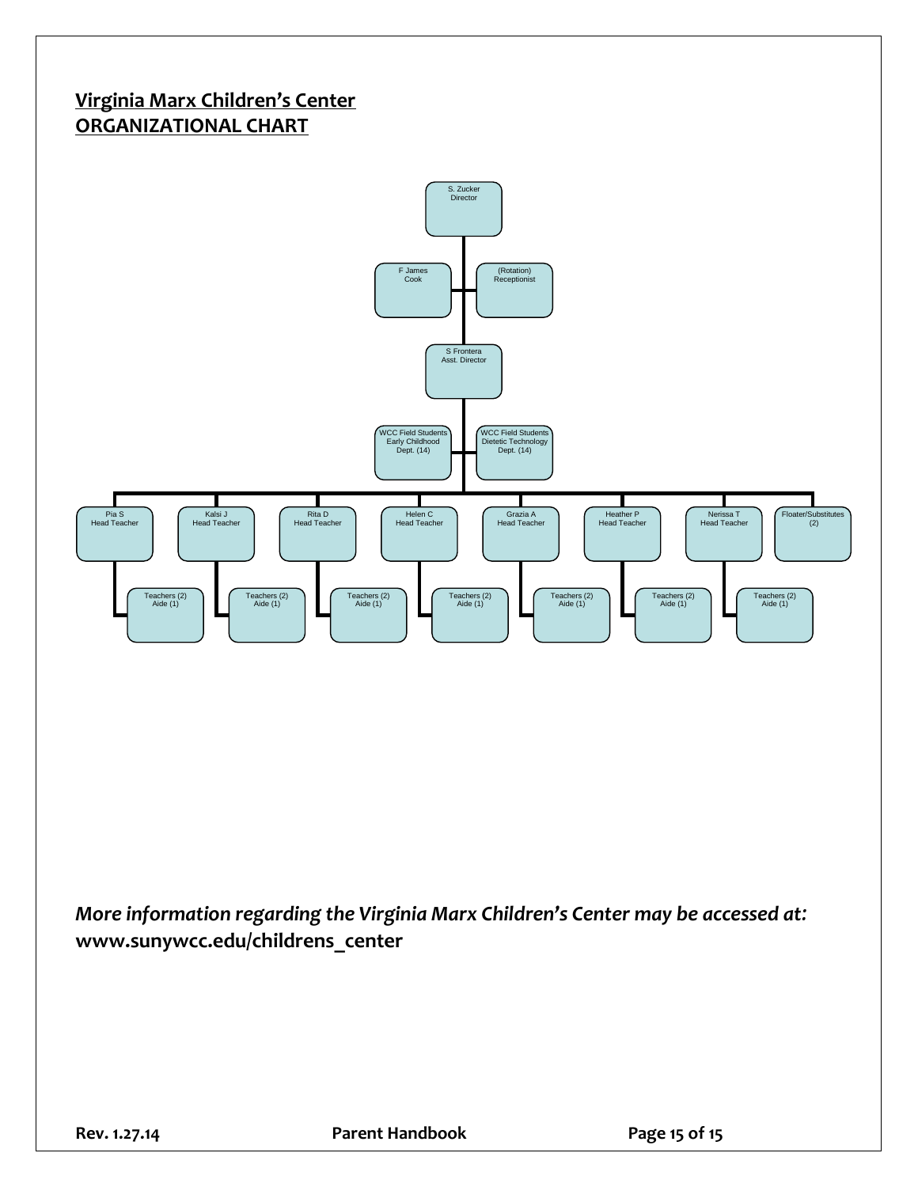## Virginia Marx Children's Center
## ORGANIZATIONAL CHART

S. Zucker
Director

F James
Cook

(Rotation)
Receptionist

S Frontera
Asst. Director

WCC Field Students
Early Childhood
Dept. (14)

WCC Field Students
Dietetic Technology
Dept. (14)

Pia S
Head Teacher

Kalsi J
Head Teacher

Rita D
Head Teacher

Helen C
Head Teacher

Grazia A
Head Teacher

Heather P
Head Teacher

Nerissa T
Head Teacher

Floater/Substitutes
(2)

Teachers (2)
Aide (1)

Teachers (2)
Aide (1)

Teachers (2)
Aide (1)

Teachers (2)
Aide (1)

Teachers (2)
Aide (1)

Teachers (2)
Aide (1)

Teachers (2)
Aide (1)

***More information regarding the Virginia Marx Children's Center may be accessed at:***
**www.sunywcc.edu/childrens_center**

**Rev. 1.27.14** **Parent Handbook**